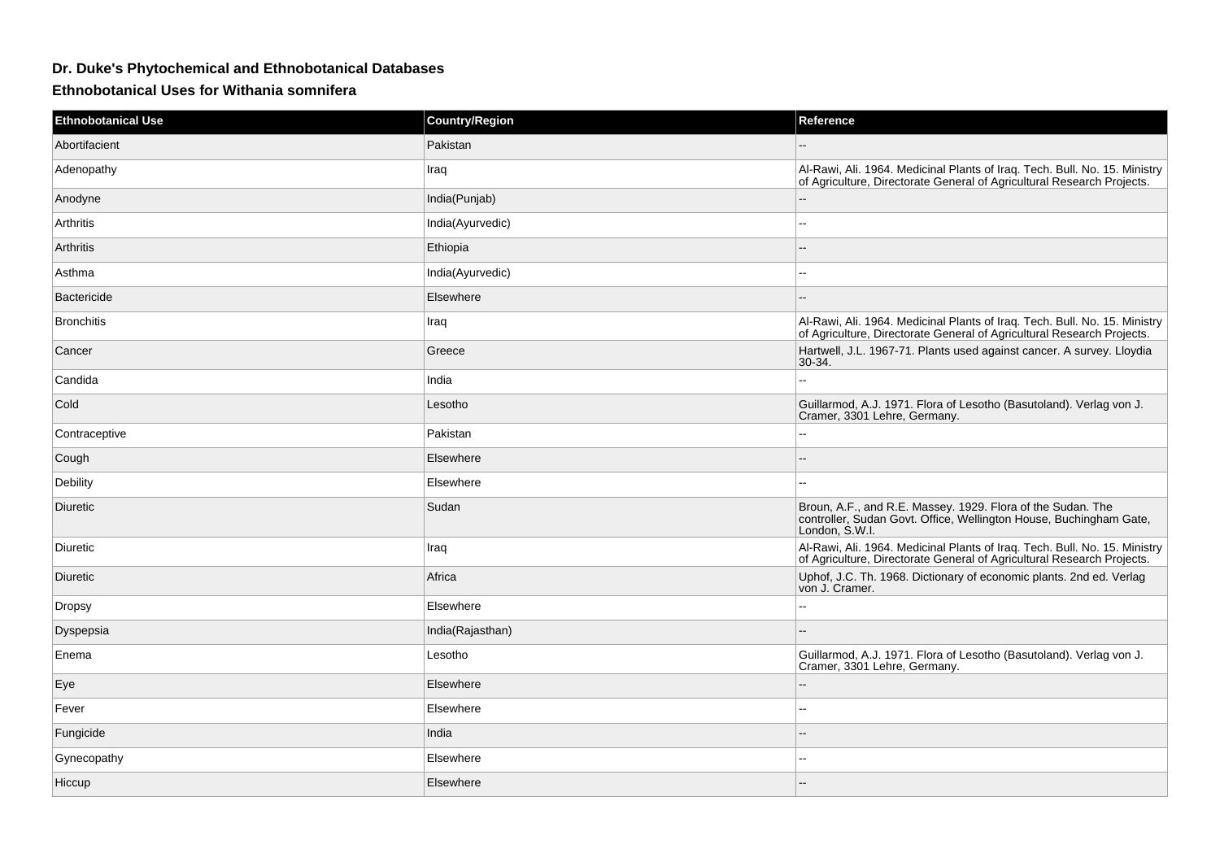## Dr. Duke's Phytochemical and Ethnobotanical Databases

### Ethnobotanical Uses for Withania somnifera

| Ethnobotanical Use | Country/Region | Reference |
| --- | --- | --- |
| Abortifacient | Pakistan | -- |
| Adenopathy | Iraq | Al-Rawi, Ali. 1964. Medicinal Plants of Iraq. Tech. Bull. No. 15. Ministry of Agriculture, Directorate General of Agricultural Research Projects. |
| Anodyne | India(Punjab) | -- |
| Arthritis | India(Ayurvedic) | -- |
| Arthritis | Ethiopia | -- |
| Asthma | India(Ayurvedic) | -- |
| Bactericide | Elsewhere | -- |
| Bronchitis | Iraq | Al-Rawi, Ali. 1964. Medicinal Plants of Iraq. Tech. Bull. No. 15. Ministry of Agriculture, Directorate General of Agricultural Research Projects. |
| Cancer | Greece | Hartwell, J.L. 1967-71. Plants used against cancer. A survey. Lloydia 30-34. |
| Candida | India | -- |
| Cold | Lesotho | Guillarmod, A.J. 1971. Flora of Lesotho (Basutoland). Verlag von J. Cramer, 3301 Lehre, Germany. |
| Contraceptive | Pakistan | -- |
| Cough | Elsewhere | -- |
| Debility | Elsewhere | -- |
| Diuretic | Sudan | Broun, A.F., and R.E. Massey. 1929. Flora of the Sudan. The controller, Sudan Govt. Office, Wellington House, Buchingham Gate, London, S.W.I. |
| Diuretic | Iraq | Al-Rawi, Ali. 1964. Medicinal Plants of Iraq. Tech. Bull. No. 15. Ministry of Agriculture, Directorate General of Agricultural Research Projects. |
| Diuretic | Africa | Uphof, J.C. Th. 1968. Dictionary of economic plants. 2nd ed. Verlag von J. Cramer. |
| Dropsy | Elsewhere | -- |
| Dyspepsia | India(Rajasthan) | -- |
| Enema | Lesotho | Guillarmod, A.J. 1971. Flora of Lesotho (Basutoland). Verlag von J. Cramer, 3301 Lehre, Germany. |
| Eye | Elsewhere | -- |
| Fever | Elsewhere | -- |
| Fungicide | India | -- |
| Gynecopathy | Elsewhere | -- |
| Hiccup | Elsewhere | -- |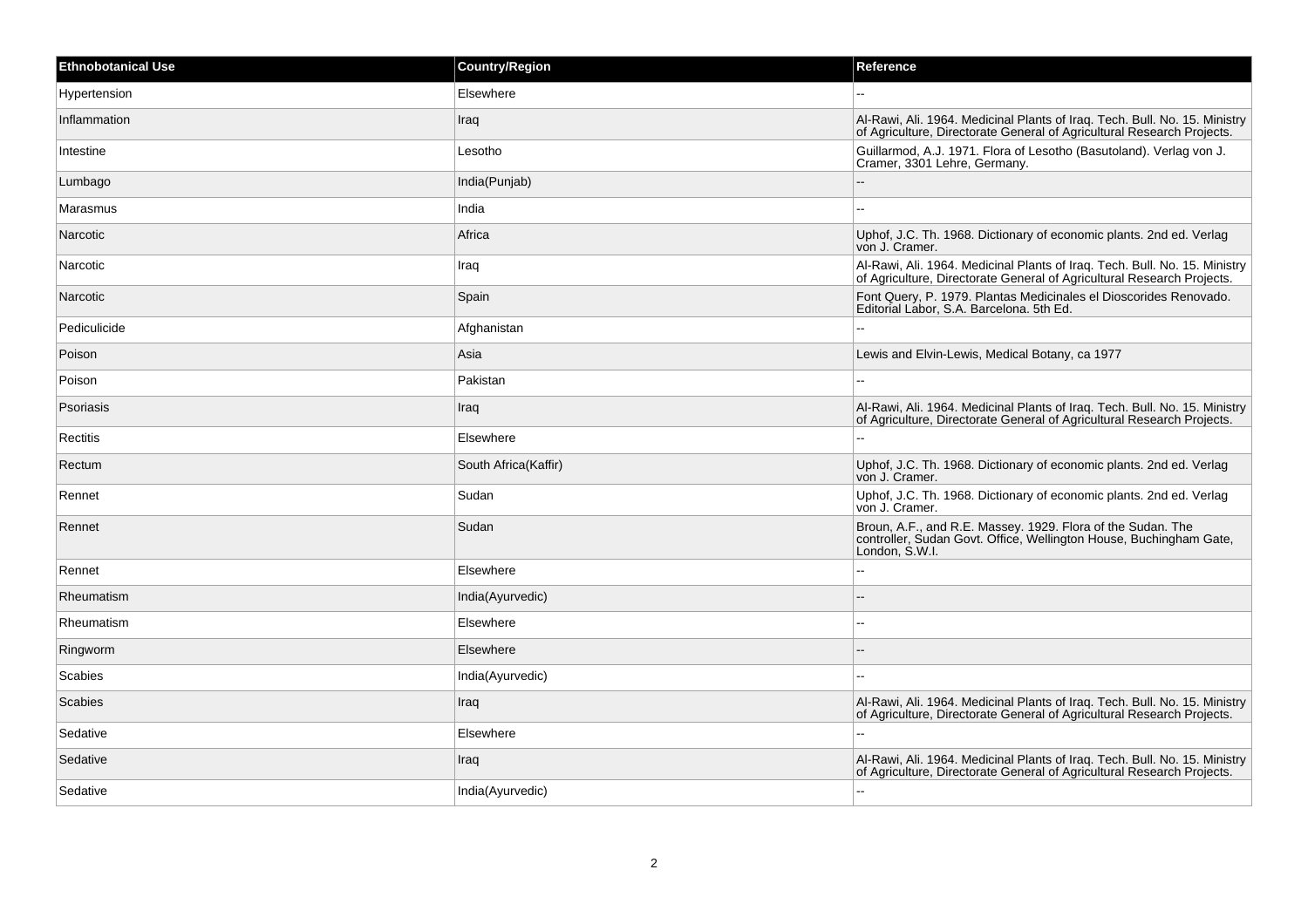| Ethnobotanical Use | Country/Region | Reference |
| --- | --- | --- |
| Hypertension | Elsewhere | -- |
| Inflammation | Iraq | Al-Rawi, Ali. 1964. Medicinal Plants of Iraq. Tech. Bull. No. 15. Ministry of Agriculture, Directorate General of Agricultural Research Projects. |
| Intestine | Lesotho | Guillarmod, A.J. 1971. Flora of Lesotho (Basutoland). Verlag von J. Cramer, 3301 Lehre, Germany. |
| Lumbago | India(Punjab) | -- |
| Marasmus | India | -- |
| Narcotic | Africa | Uphof, J.C. Th. 1968. Dictionary of economic plants. 2nd ed. Verlag von J. Cramer. |
| Narcotic | Iraq | Al-Rawi, Ali. 1964. Medicinal Plants of Iraq. Tech. Bull. No. 15. Ministry of Agriculture, Directorate General of Agricultural Research Projects. |
| Narcotic | Spain | Font Query, P. 1979. Plantas Medicinales el Dioscorides Renovado. Editorial Labor, S.A. Barcelona. 5th Ed. |
| Pediculicide | Afghanistan | -- |
| Poison | Asia | Lewis and Elvin-Lewis, Medical Botany, ca 1977 |
| Poison | Pakistan | -- |
| Psoriasis | Iraq | Al-Rawi, Ali. 1964. Medicinal Plants of Iraq. Tech. Bull. No. 15. Ministry of Agriculture, Directorate General of Agricultural Research Projects. |
| Rectitis | Elsewhere | -- |
| Rectum | South Africa(Kaffir) | Uphof, J.C. Th. 1968. Dictionary of economic plants. 2nd ed. Verlag von J. Cramer. |
| Rennet | Sudan | Uphof, J.C. Th. 1968. Dictionary of economic plants. 2nd ed. Verlag von J. Cramer. |
| Rennet | Sudan | Broun, A.F., and R.E. Massey. 1929. Flora of the Sudan. The controller, Sudan Govt. Office, Wellington House, Buchingham Gate, London, S.W.I. |
| Rennet | Elsewhere | -- |
| Rheumatism | India(Ayurvedic) | -- |
| Rheumatism | Elsewhere | -- |
| Ringworm | Elsewhere | -- |
| Scabies | India(Ayurvedic) | -- |
| Scabies | Iraq | Al-Rawi, Ali. 1964. Medicinal Plants of Iraq. Tech. Bull. No. 15. Ministry of Agriculture, Directorate General of Agricultural Research Projects. |
| Sedative | Elsewhere | -- |
| Sedative | Iraq | Al-Rawi, Ali. 1964. Medicinal Plants of Iraq. Tech. Bull. No. 15. Ministry of Agriculture, Directorate General of Agricultural Research Projects. |
| Sedative | India(Ayurvedic) | -- |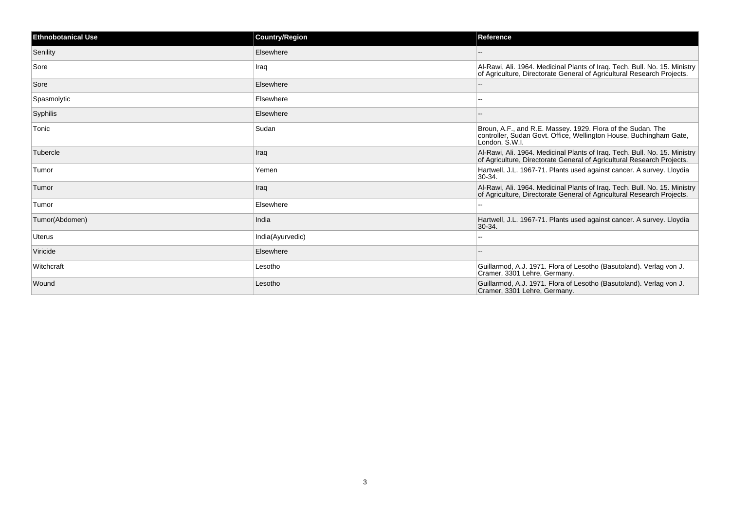| Ethnobotanical Use | Country/Region | Reference |
| --- | --- | --- |
| Senility | Elsewhere | -- |
| Sore | Iraq | Al-Rawi, Ali. 1964. Medicinal Plants of Iraq. Tech. Bull. No. 15. Ministry of Agriculture, Directorate General of Agricultural Research Projects. |
| Sore | Elsewhere | -- |
| Spasmolytic | Elsewhere | -- |
| Syphilis | Elsewhere | -- |
| Tonic | Sudan | Broun, A.F., and R.E. Massey. 1929. Flora of the Sudan. The controller, Sudan Govt. Office, Wellington House, Buchingham Gate, London, S.W.I. |
| Tubercle | Iraq | Al-Rawi, Ali. 1964. Medicinal Plants of Iraq. Tech. Bull. No. 15. Ministry of Agriculture, Directorate General of Agricultural Research Projects. |
| Tumor | Yemen | Hartwell, J.L. 1967-71. Plants used against cancer. A survey. Lloydia 30-34. |
| Tumor | Iraq | Al-Rawi, Ali. 1964. Medicinal Plants of Iraq. Tech. Bull. No. 15. Ministry of Agriculture, Directorate General of Agricultural Research Projects. |
| Tumor | Elsewhere | -- |
| Tumor(Abdomen) | India | Hartwell, J.L. 1967-71. Plants used against cancer. A survey. Lloydia 30-34. |
| Uterus | India(Ayurvedic) | -- |
| Viricide | Elsewhere | -- |
| Witchcraft | Lesotho | Guillarmod, A.J. 1971. Flora of Lesotho (Basutoland). Verlag von J. Cramer, 3301 Lehre, Germany. |
| Wound | Lesotho | Guillarmod, A.J. 1971. Flora of Lesotho (Basutoland). Verlag von J. Cramer, 3301 Lehre, Germany. |